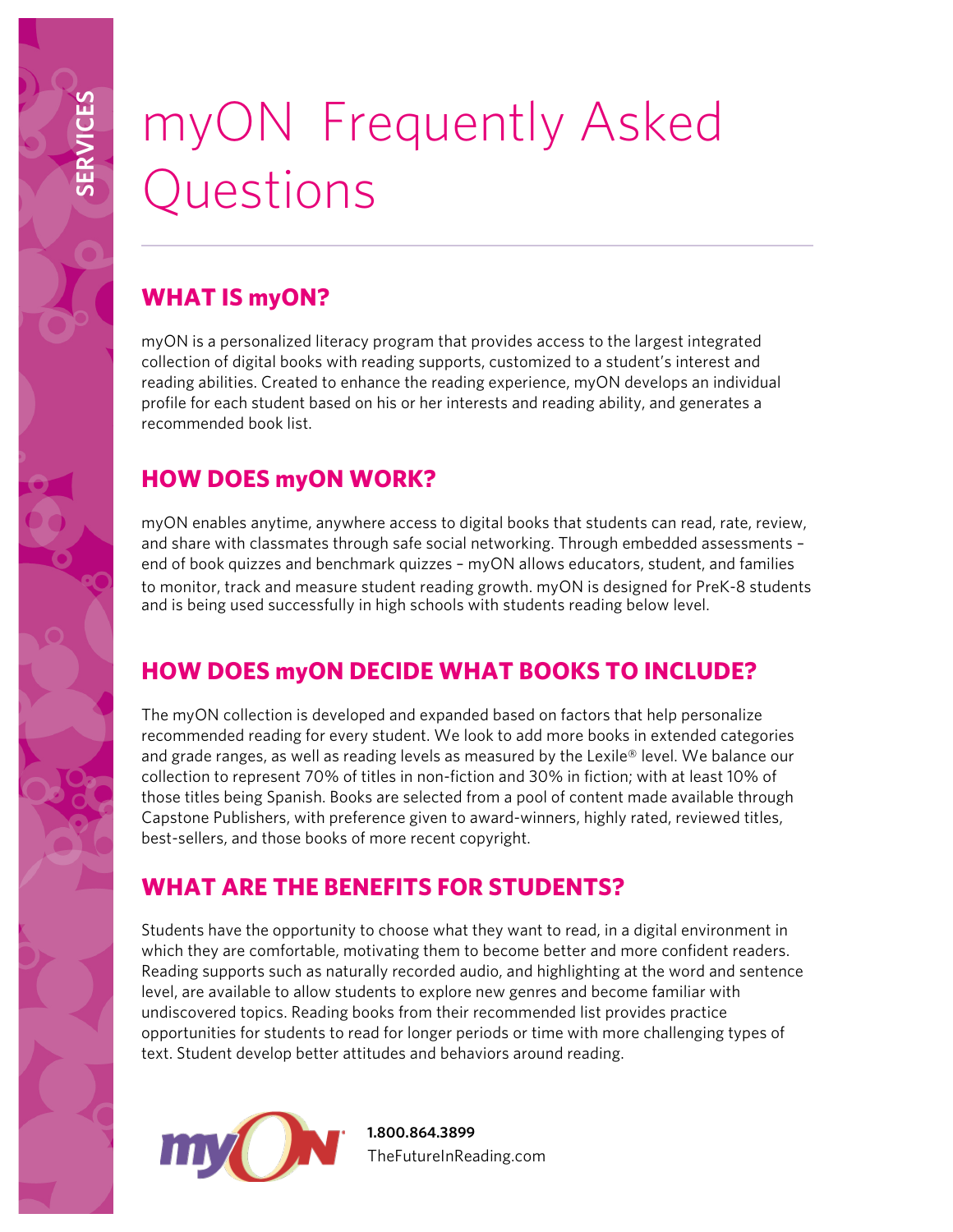# myON Frequently Asked Questions

## WHAT IS myON?

myON is a personalized literacy program that provides access to the largest integrated collection of digital books with reading supports, customized to a student's interest and reading abilities. Created to enhance the reading experience, myON develops an individual profile for each student based on his or her interests and reading ability, and generates a recommended book list.

## HOW DOES myON WORK?

myON enables anytime, anywhere access to digital books that students can read, rate, review, and share with classmates through safe social networking. Through embedded assessments – end of book quizzes and benchmark quizzes – myON allows educators, student, and families to monitor, track and measure student reading growth. myON is designed for PreK-8 students and is being used successfully in high schools with students reading below level.

## HOW DOES myON DECIDE WHAT BOOKS TO INCLUDE?

The myON collection is developed and expanded based on factors that help personalize recommended reading for every student. We look to add more books in extended categories and grade ranges, as well as reading levels as measured by the Lexile® level. We balance our collection to represent 70% of titles in non-fiction and 30% in fiction; with at least 10% of those titles being Spanish. Books are selected from a pool of content made available through Capstone Publishers, with preference given to award-winners, highly rated, reviewed titles, best-sellers, and those books of more recent copyright.

## WHAT ARE THE BENEFITS FOR STUDENTS?

Students have the opportunity to choose what they want to read, in a digital environment in which they are comfortable, motivating them to become better and more confident readers. Reading supports such as naturally recorded audio, and highlighting at the word and sentence level, are available to allow students to explore new genres and become familiar with undiscovered topics. Reading books from their recommended list provides practice opportunities for students to read for longer periods or time with more challenging types of text. Student develop better attitudes and behaviors around reading.

**1.800.864.3899**
TheFutureInReading.com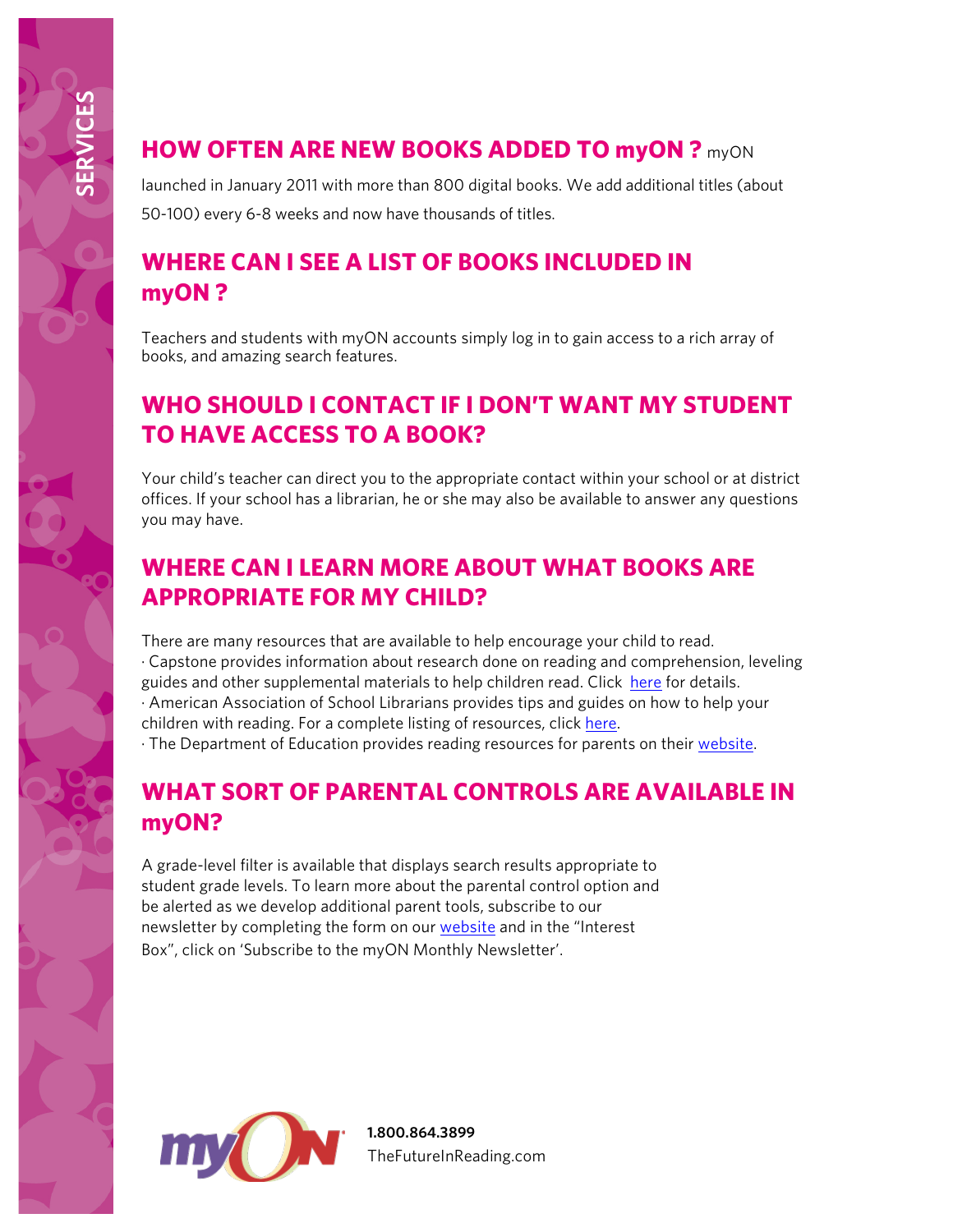## HOW OFTEN ARE NEW BOOKS ADDED TO myON ?

myON launched in January 2011 with more than 800 digital books. We add additional titles (about 50-100) every 6-8 weeks and now have thousands of titles.

## WHERE CAN I SEE A LIST OF BOOKS INCLUDED IN myON ?

Teachers and students with myON accounts simply log in to gain access to a rich array of books, and amazing search features.

## WHO SHOULD I CONTACT IF I DON'T WANT MY STUDENT TO HAVE ACCESS TO A BOOK?

Your child's teacher can direct you to the appropriate contact within your school or at district offices. If your school has a librarian, he or she may also be available to answer any questions you may have.

## WHERE CAN I LEARN MORE ABOUT WHAT BOOKS ARE APPROPRIATE FOR MY CHILD?

There are many resources that are available to help encourage your child to read.

· Capstone provides information about research done on reading and comprehension, leveling guides and other supplemental materials to help children read. Click here for details.

· American Association of School Librarians provides tips and guides on how to help your children with reading. For a complete listing of resources, click here.

· The Department of Education provides reading resources for parents on their website.

## WHAT SORT OF PARENTAL CONTROLS ARE AVAILABLE IN myON?

A grade-level filter is available that displays search results appropriate to student grade levels. To learn more about the parental control option and be alerted as we develop additional parent tools, subscribe to our newsletter by completing the form on our website and in the "Interest Box", click on 'Subscribe to the myON Monthly Newsletter'.

**1.800.864.3899**
TheFutureInReading.com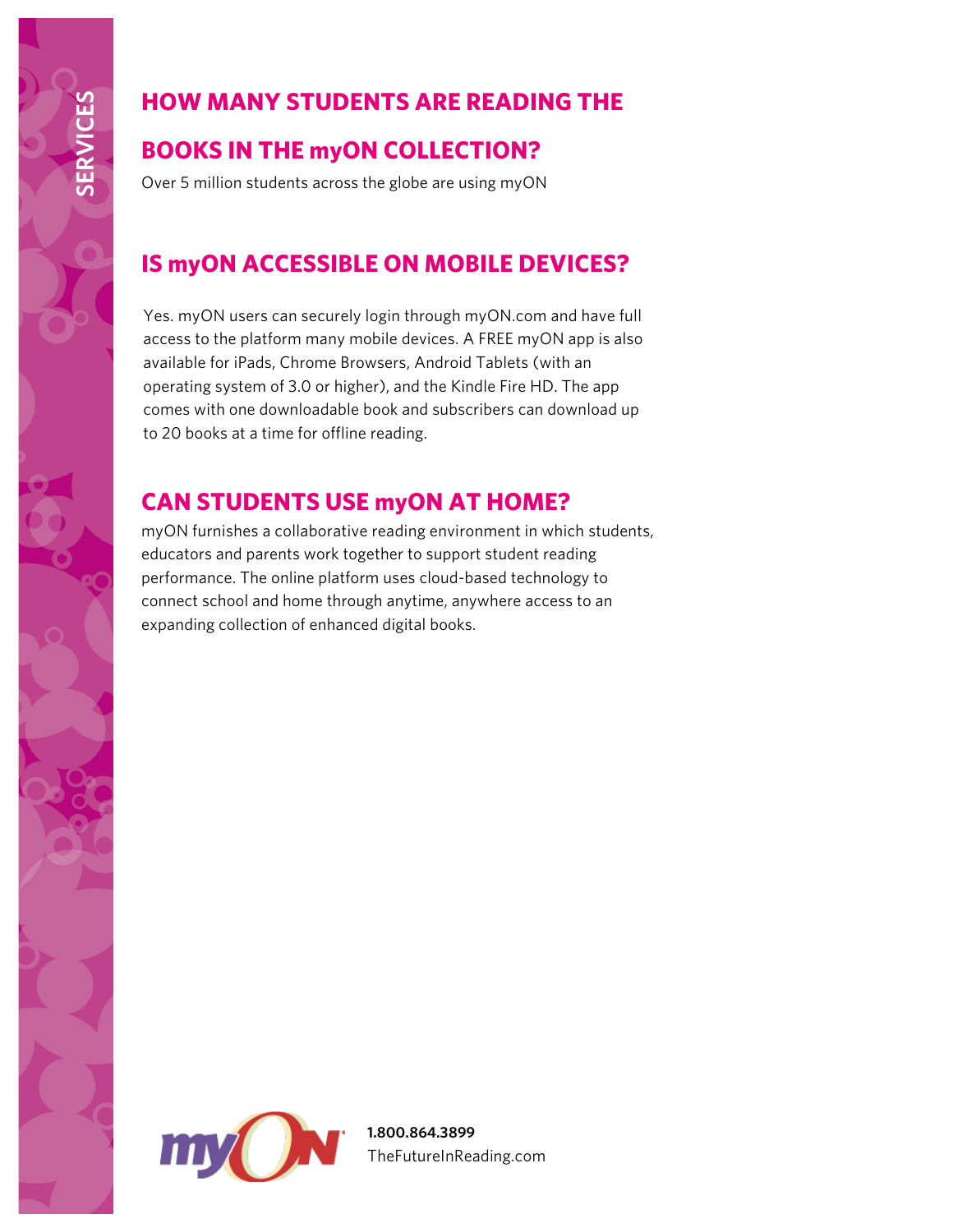## HOW MANY STUDENTS ARE READING THE BOOKS IN THE myON COLLECTION?

Over 5 million students across the globe are using myON

## IS myON ACCESSIBLE ON MOBILE DEVICES?

Yes. myON users can securely login through myON.com and have full access to the platform many mobile devices. A FREE myON app is also available for iPads, Chrome Browsers, Android Tablets (with an operating system of 3.0 or higher), and the Kindle Fire HD. The app comes with one downloadable book and subscribers can download up to 20 books at a time for offline reading.

## CAN STUDENTS USE myON AT HOME?

myON furnishes a collaborative reading environment in which students, educators and parents work together to support student reading performance. The online platform uses cloud-based technology to connect school and home through anytime, anywhere access to an expanding collection of enhanced digital books.

**1.800.864.3899**
TheFutureInReading.com